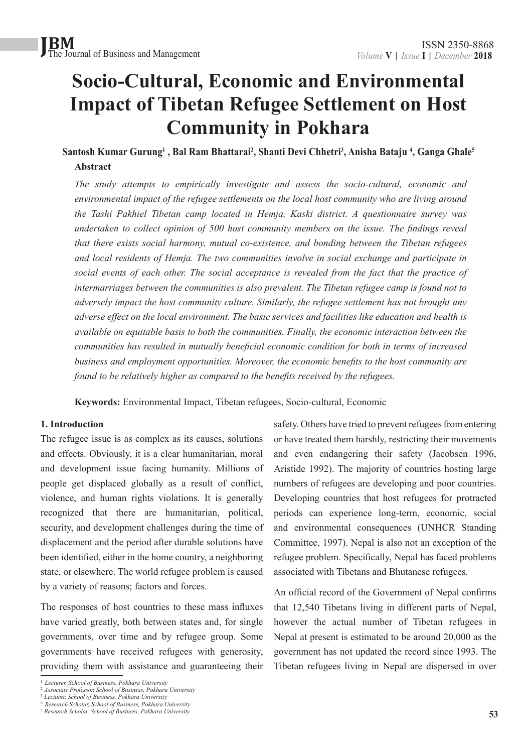# Socio-Cultural, Economic and Environmental Impact of Tibetan Refugee Settlement on Host Community in Pokhara

**Santosh Kumar Gurung[1] , Bal Ram Bhattarai[2], Shanti Devi Chhetri[3], Anisha Bataju [4], Ganga Ghale[5]**

**Abstract**

*The study attempts to empirically investigate and assess the socio-cultural, economic and environmental impact of the refugee settlements on the local host community who are living around the Tashi Pakhiel Tibetan camp located in Hemja, Kaski district. A questionnaire survey was undertaken to collect opinion of 500 host community members on the issue. The findings reveal that there exists social harmony, mutual co-existence, and bonding between the Tibetan refugees and local residents of Hemja. The two communities involve in social exchange and participate in social events of each other. The social acceptance is revealed from the fact that the practice of intermarriages between the communities is also prevalent. The Tibetan refugee camp is found not to adversely impact the host community culture. Similarly, the refugee settlement has not brought any adverse effect on the local environment. The basic services and facilities like education and health is available on equitable basis to both the communities. Finally, the economic interaction between the communities has resulted in mutually beneficial economic condition for both in terms of increased business and employment opportunities. Moreover, the economic benefits to the host community are found to be relatively higher as compared to the benefits received by the refugees.*

**Keywords:** Environmental Impact, Tibetan refugees, Socio-cultural, Economic

## 1. Introduction

The refugee issue is as complex as its causes, solutions and effects. Obviously, it is a clear humanitarian, moral and development issue facing humanity. Millions of people get displaced globally as a result of conflict, violence, and human rights violations. It is generally recognized that there are humanitarian, political, security, and development challenges during the time of displacement and the period after durable solutions have been identified, either in the home country, a neighboring state, or elsewhere. The world refugee problem is caused by a variety of reasons; factors and forces.

The responses of host countries to these mass influxes have varied greatly, both between states and, for single governments, over time and by refugee group. Some governments have received refugees with generosity, providing them with assistance and guaranteeing their safety. Others have tried to prevent refugees from entering or have treated them harshly, restricting their movements and even endangering their safety (Jacobsen 1996, Aristide 1992). The majority of countries hosting large numbers of refugees are developing and poor countries. Developing countries that host refugees for protracted periods can experience long-term, economic, social and environmental consequences (UNHCR Standing Committee, 1997). Nepal is also not an exception of the refugee problem. Specifically, Nepal has faced problems associated with Tibetans and Bhutanese refugees.

An official record of the Government of Nepal confirms that 12,540 Tibetans living in different parts of Nepal, however the actual number of Tibetan refugees in Nepal at present is estimated to be around 20,000 as the government has not updated the record since 1993. The Tibetan refugees living in Nepal are dispersed in over

[1] *Lecturer, School of Business, Pokhara University*
[2] *Associate Professor, School of Business, Pokhara University*
[3] *Lecturer, School of Business, Pokhara University*
[4] *Research Scholar, School of Business, Pokhara University*
[5] *Research Scholar, School of Business, Pokhara University*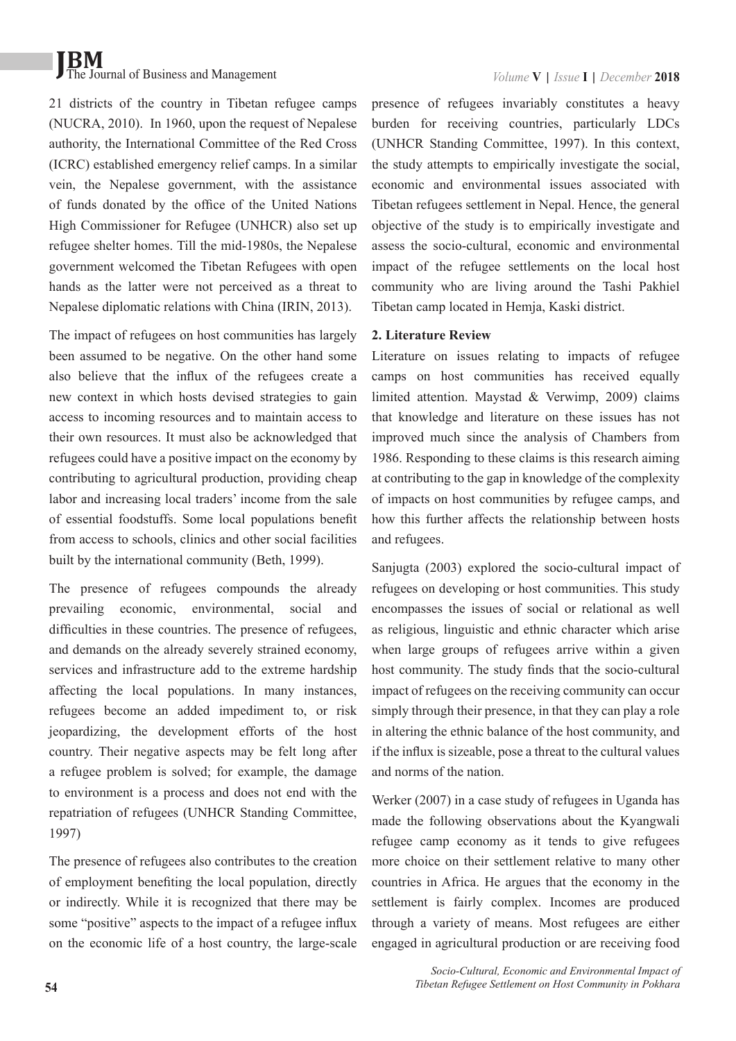21 districts of the country in Tibetan refugee camps (NUCRA, 2010). In 1960, upon the request of Nepalese authority, the International Committee of the Red Cross (ICRC) established emergency relief camps. In a similar vein, the Nepalese government, with the assistance of funds donated by the office of the United Nations High Commissioner for Refugee (UNHCR) also set up refugee shelter homes. Till the mid-1980s, the Nepalese government welcomed the Tibetan Refugees with open hands as the latter were not perceived as a threat to Nepalese diplomatic relations with China (IRIN, 2013).

The impact of refugees on host communities has largely been assumed to be negative. On the other hand some also believe that the influx of the refugees create a new context in which hosts devised strategies to gain access to incoming resources and to maintain access to their own resources. It must also be acknowledged that refugees could have a positive impact on the economy by contributing to agricultural production, providing cheap labor and increasing local traders' income from the sale of essential foodstuffs. Some local populations benefit from access to schools, clinics and other social facilities built by the international community (Beth, 1999).

The presence of refugees compounds the already prevailing economic, environmental, social and difficulties in these countries. The presence of refugees, and demands on the already severely strained economy, services and infrastructure add to the extreme hardship affecting the local populations. In many instances, refugees become an added impediment to, or risk jeopardizing, the development efforts of the host country. Their negative aspects may be felt long after a refugee problem is solved; for example, the damage to environment is a process and does not end with the repatriation of refugees (UNHCR Standing Committee, 1997)

The presence of refugees also contributes to the creation of employment benefiting the local population, directly or indirectly. While it is recognized that there may be some "positive" aspects to the impact of a refugee influx on the economic life of a host country, the large-scale presence of refugees invariably constitutes a heavy burden for receiving countries, particularly LDCs (UNHCR Standing Committee, 1997). In this context, the study attempts to empirically investigate the social, economic and environmental issues associated with Tibetan refugees settlement in Nepal. Hence, the general objective of the study is to empirically investigate and assess the socio-cultural, economic and environmental impact of the refugee settlements on the local host community who are living around the Tashi Pakhiel Tibetan camp located in Hemja, Kaski district.

**2. Literature Review**

Literature on issues relating to impacts of refugee camps on host communities has received equally limited attention. Maystad & Verwimp, 2009) claims that knowledge and literature on these issues has not improved much since the analysis of Chambers from 1986. Responding to these claims is this research aiming at contributing to the gap in knowledge of the complexity of impacts on host communities by refugee camps, and how this further affects the relationship between hosts and refugees.

Sanjugta (2003) explored the socio-cultural impact of refugees on developing or host communities. This study encompasses the issues of social or relational as well as religious, linguistic and ethnic character which arise when large groups of refugees arrive within a given host community. The study finds that the socio-cultural impact of refugees on the receiving community can occur simply through their presence, in that they can play a role in altering the ethnic balance of the host community, and if the influx is sizeable, pose a threat to the cultural values and norms of the nation.

Werker (2007) in a case study of refugees in Uganda has made the following observations about the Kyangwali refugee camp economy as it tends to give refugees more choice on their settlement relative to many other countries in Africa. He argues that the economy in the settlement is fairly complex. Incomes are produced through a variety of means. Most refugees are either engaged in agricultural production or are receiving food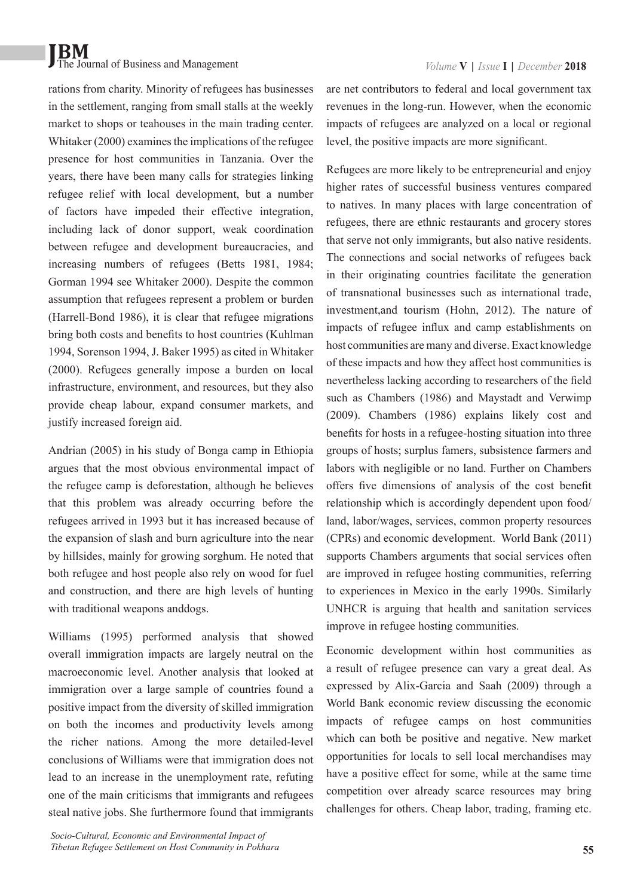rations from charity. Minority of refugees has businesses in the settlement, ranging from small stalls at the weekly market to shops or teahouses in the main trading center. Whitaker (2000) examines the implications of the refugee presence for host communities in Tanzania. Over the years, there have been many calls for strategies linking refugee relief with local development, but a number of factors have impeded their effective integration, including lack of donor support, weak coordination between refugee and development bureaucracies, and increasing numbers of refugees (Betts 1981, 1984; Gorman 1994 see Whitaker 2000). Despite the common assumption that refugees represent a problem or burden (Harrell-Bond 1986), it is clear that refugee migrations bring both costs and benefits to host countries (Kuhlman 1994, Sorenson 1994, J. Baker 1995) as cited in Whitaker (2000). Refugees generally impose a burden on local infrastructure, environment, and resources, but they also provide cheap labour, expand consumer markets, and justify increased foreign aid.

Andrian (2005) in his study of Bonga camp in Ethiopia argues that the most obvious environmental impact of the refugee camp is deforestation, although he believes that this problem was already occurring before the refugees arrived in 1993 but it has increased because of the expansion of slash and burn agriculture into the near by hillsides, mainly for growing sorghum. He noted that both refugee and host people also rely on wood for fuel and construction, and there are high levels of hunting with traditional weapons anddogs.

Williams (1995) performed analysis that showed overall immigration impacts are largely neutral on the macroeconomic level. Another analysis that looked at immigration over a large sample of countries found a positive impact from the diversity of skilled immigration on both the incomes and productivity levels among the richer nations. Among the more detailed-level conclusions of Williams were that immigration does not lead to an increase in the unemployment rate, refuting one of the main criticisms that immigrants and refugees steal native jobs. She furthermore found that immigrants are net contributors to federal and local government tax revenues in the long-run. However, when the economic impacts of refugees are analyzed on a local or regional level, the positive impacts are more significant.

Refugees are more likely to be entrepreneurial and enjoy higher rates of successful business ventures compared to natives. In many places with large concentration of refugees, there are ethnic restaurants and grocery stores that serve not only immigrants, but also native residents. The connections and social networks of refugees back in their originating countries facilitate the generation of transnational businesses such as international trade, investment,and tourism (Hohn, 2012). The nature of impacts of refugee influx and camp establishments on host communities are many and diverse. Exact knowledge of these impacts and how they affect host communities is nevertheless lacking according to researchers of the field such as Chambers (1986) and Maystadt and Verwimp (2009). Chambers (1986) explains likely cost and benefits for hosts in a refugee-hosting situation into three groups of hosts; surplus famers, subsistence farmers and labors with negligible or no land. Further on Chambers offers five dimensions of analysis of the cost benefit relationship which is accordingly dependent upon food/land, labor/wages, services, common property resources (CPRs) and economic development. World Bank (2011) supports Chambers arguments that social services often are improved in refugee hosting communities, referring to experiences in Mexico in the early 1990s. Similarly UNHCR is arguing that health and sanitation services improve in refugee hosting communities.

Economic development within host communities as a result of refugee presence can vary a great deal. As expressed by Alix-Garcia and Saah (2009) through a World Bank economic review discussing the economic impacts of refugee camps on host communities which can both be positive and negative. New market opportunities for locals to sell local merchandises may have a positive effect for some, while at the same time competition over already scarce resources may bring challenges for others. Cheap labor, trading, framing etc.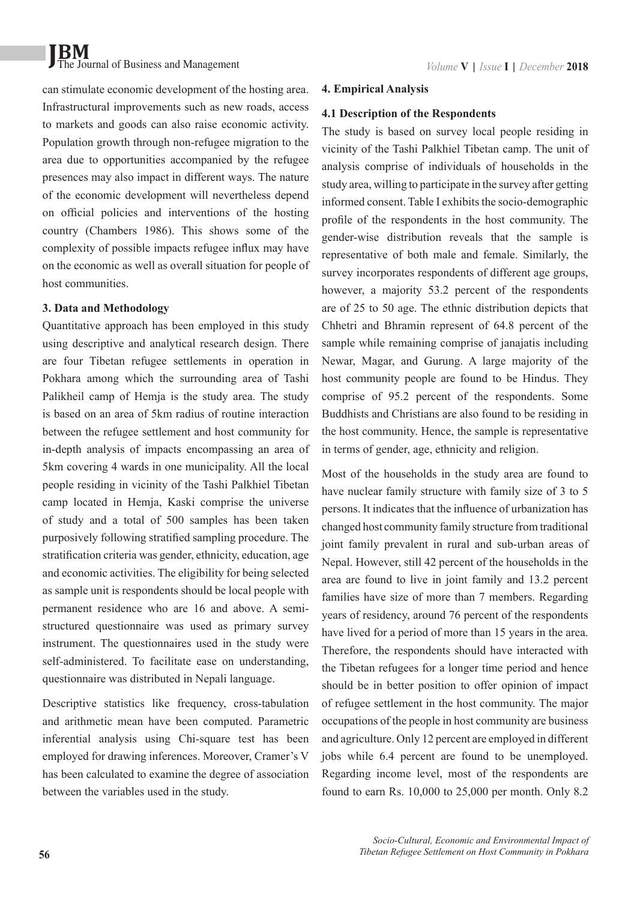can stimulate economic development of the hosting area. Infrastructural improvements such as new roads, access to markets and goods can also raise economic activity. Population growth through non-refugee migration to the area due to opportunities accompanied by the refugee presences may also impact in different ways. The nature of the economic development will nevertheless depend on official policies and interventions of the hosting country (Chambers 1986). This shows some of the complexity of possible impacts refugee influx may have on the economic as well as overall situation for people of host communities.

## 3. Data and Methodology

Quantitative approach has been employed in this study using descriptive and analytical research design. There are four Tibetan refugee settlements in operation in Pokhara among which the surrounding area of Tashi Palikheil camp of Hemja is the study area. The study is based on an area of 5km radius of routine interaction between the refugee settlement and host community for in-depth analysis of impacts encompassing an area of 5km covering 4 wards in one municipality. All the local people residing in vicinity of the Tashi Palkhiel Tibetan camp located in Hemja, Kaski comprise the universe of study and a total of 500 samples has been taken purposively following stratified sampling procedure. The stratification criteria was gender, ethnicity, education, age and economic activities. The eligibility for being selected as sample unit is respondents should be local people with permanent residence who are 16 and above. A semi-structured questionnaire was used as primary survey instrument. The questionnaires used in the study were self-administered. To facilitate ease on understanding, questionnaire was distributed in Nepali language.

Descriptive statistics like frequency, cross-tabulation and arithmetic mean have been computed. Parametric inferential analysis using Chi-square test has been employed for drawing inferences. Moreover, Cramer's V has been calculated to examine the degree of association between the variables used in the study.

## 4. Empirical Analysis

### 4.1 Description of the Respondents

The study is based on survey local people residing in vicinity of the Tashi Palkhiel Tibetan camp. The unit of analysis comprise of individuals of households in the study area, willing to participate in the survey after getting informed consent. Table I exhibits the socio-demographic profile of the respondents in the host community. The gender-wise distribution reveals that the sample is representative of both male and female. Similarly, the survey incorporates respondents of different age groups, however, a majority 53.2 percent of the respondents are of 25 to 50 age. The ethnic distribution depicts that Chhetri and Bhramin represent of 64.8 percent of the sample while remaining comprise of janajatis including Newar, Magar, and Gurung. A large majority of the host community people are found to be Hindus. They comprise of 95.2 percent of the respondents. Some Buddhists and Christians are also found to be residing in the host community. Hence, the sample is representative in terms of gender, age, ethnicity and religion.

Most of the households in the study area are found to have nuclear family structure with family size of 3 to 5 persons. It indicates that the influence of urbanization has changed host community family structure from traditional joint family prevalent in rural and sub-urban areas of Nepal. However, still 42 percent of the households in the area are found to live in joint family and 13.2 percent families have size of more than 7 members. Regarding years of residency, around 76 percent of the respondents have lived for a period of more than 15 years in the area. Therefore, the respondents should have interacted with the Tibetan refugees for a longer time period and hence should be in better position to offer opinion of impact of refugee settlement in the host community. The major occupations of the people in host community are business and agriculture. Only 12 percent are employed in different jobs while 6.4 percent are found to be unemployed. Regarding income level, most of the respondents are found to earn Rs. 10,000 to 25,000 per month. Only 8.2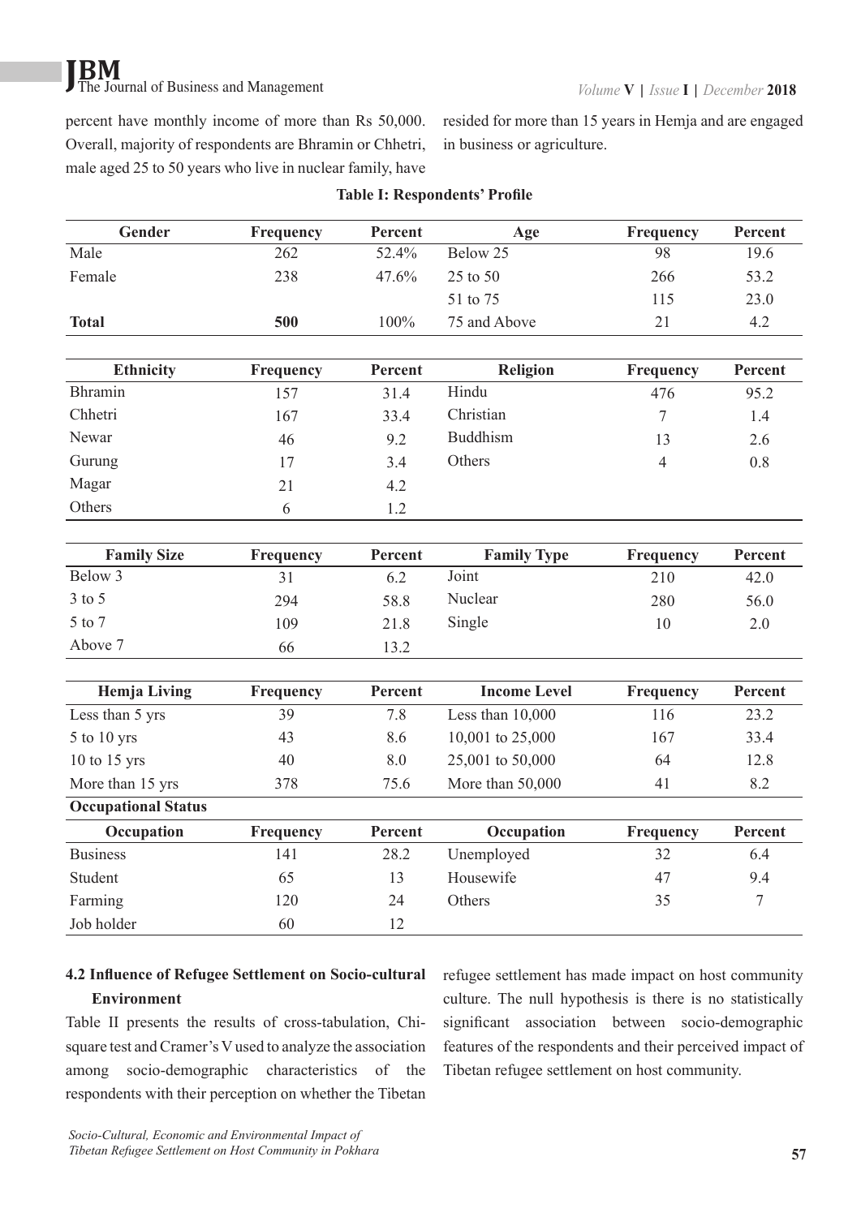percent have monthly income of more than Rs 50,000. Overall, majority of respondents are Bhramin or Chhetri, male aged 25 to 50 years who live in nuclear family, have resided for more than 15 years in Hemja and are engaged in business or agriculture.

**Table I: Respondents' Profile**

| Gender | Frequency | Percent | Age | Frequency | Percent |
|---|---|---|---|---|---|
| Male | 262 | 52.4% | Below 25 | 98 | 19.6 |
| Female | 238 | 47.6% | 25 to 50 | 266 | 53.2 |
| | | | 51 to 75 | 115 | 23.0 |
| **Total** | **500** | 100% | 75 and Above | 21 | 4.2 |
| **Ethnicity** | **Frequency** | **Percent** | **Religion** | **Frequency** | **Percent** |
| Bhramin | 157 | 31.4 | Hindu | 476 | 95.2 |
| Chhetri | 167 | 33.4 | Christian | 7 | 1.4 |
| Newar | 46 | 9.2 | Buddhism | 13 | 2.6 |
| Gurung | 17 | 3.4 | Others | 4 | 0.8 |
| Magar | 21 | 4.2 | | | |
| Others | 6 | 1.2 | | | |
| **Family Size** | **Frequency** | **Percent** | **Family Type** | **Frequency** | **Percent** |
| Below 3 | 31 | 6.2 | Joint | 210 | 42.0 |
| 3 to 5 | 294 | 58.8 | Nuclear | 280 | 56.0 |
| 5 to 7 | 109 | 21.8 | Single | 10 | 2.0 |
| Above 7 | 66 | 13.2 | | | |
| **Hemja Living** | **Frequency** | **Percent** | **Income Level** | **Frequency** | **Percent** |
| Less than 5 yrs | 39 | 7.8 | Less than 10,000 | 116 | 23.2 |
| 5 to 10 yrs | 43 | 8.6 | 10,001 to 25,000 | 167 | 33.4 |
| 10 to 15 yrs | 40 | 8.0 | 25,001 to 50,000 | 64 | 12.8 |
| More than 15 yrs | 378 | 75.6 | More than 50,000 | 41 | 8.2 |
| **Occupational Status** | | | | | |
| **Occupation** | **Frequency** | **Percent** | **Occupation** | **Frequency** | **Percent** |
| Business | 141 | 28.2 | Unemployed | 32 | 6.4 |
| Student | 65 | 13 | Housewife | 47 | 9.4 |
| Farming | 120 | 24 | Others | 35 | 7 |
| Job holder | 60 | 12 | | | |

### 4.2 Influence of Refugee Settlement on Socio-cultural Environment

Table II presents the results of cross-tabulation, Chi-square test and Cramer's V used to analyze the association among socio-demographic characteristics of the respondents with their perception on whether the Tibetan refugee settlement has made impact on host community culture. The null hypothesis is there is no statistically significant association between socio-demographic features of the respondents and their perceived impact of Tibetan refugee settlement on host community.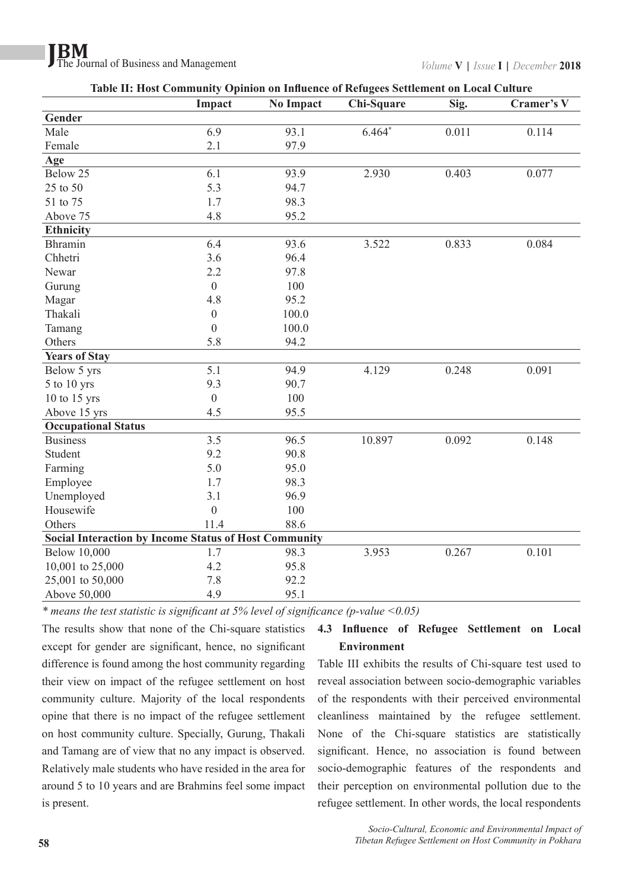**Table II: Host Community Opinion on Influence of Refugees Settlement on Local Culture**

| | Impact | No Impact | Chi-Square | Sig. | Cramer's V |
|---|---|---|---|---|---|
| **Gender** | | | | | |
| Male | 6.9 | 93.1 | 6.464* | 0.011 | 0.114 |
| Female | 2.1 | 97.9 | | | |
| **Age** | | | | | |
| Below 25 | 6.1 | 93.9 | 2.930 | 0.403 | 0.077 |
| 25 to 50 | 5.3 | 94.7 | | | |
| 51 to 75 | 1.7 | 98.3 | | | |
| Above 75 | 4.8 | 95.2 | | | |
| **Ethnicity** | | | | | |
| Bhramin | 6.4 | 93.6 | 3.522 | 0.833 | 0.084 |
| Chhetri | 3.6 | 96.4 | | | |
| Newar | 2.2 | 97.8 | | | |
| Gurung | 0 | 100 | | | |
| Magar | 4.8 | 95.2 | | | |
| Thakali | 0 | 100.0 | | | |
| Tamang | 0 | 100.0 | | | |
| Others | 5.8 | 94.2 | | | |
| **Years of Stay** | | | | | |
| Below 5 yrs | 5.1 | 94.9 | 4.129 | 0.248 | 0.091 |
| 5 to 10 yrs | 9.3 | 90.7 | | | |
| 10 to 15 yrs | 0 | 100 | | | |
| Above 15 yrs | 4.5 | 95.5 | | | |
| **Occupational Status** | | | | | |
| Business | 3.5 | 96.5 | 10.897 | 0.092 | 0.148 |
| Student | 9.2 | 90.8 | | | |
| Farming | 5.0 | 95.0 | | | |
| Employee | 1.7 | 98.3 | | | |
| Unemployed | 3.1 | 96.9 | | | |
| Housewife | 0 | 100 | | | |
| Others | 11.4 | 88.6 | | | |
| **Social Interaction by Income Status of Host Community** | | | | | |
| Below 10,000 | 1.7 | 98.3 | 3.953 | 0.267 | 0.101 |
| 10,001 to 25,000 | 4.2 | 95.8 | | | |
| 25,001 to 50,000 | 7.8 | 92.2 | | | |
| Above 50,000 | 4.9 | 95.1 | | | |

*\* means the test statistic is significant at 5% level of significance (p-value <0.05)*

The results show that none of the Chi-square statistics except for gender are significant, hence, no significant difference is found among the host community regarding their view on impact of the refugee settlement on host community culture. Majority of the local respondents opine that there is no impact of the refugee settlement on host community culture. Specially, Gurung, Thakali and Tamang are of view that no any impact is observed. Relatively male students who have resided in the area for around 5 to 10 years and are Brahmins feel some impact is present.

### 4.3 Influence of Refugee Settlement on Local Environment

Table III exhibits the results of Chi-square test used to reveal association between socio-demographic variables of the respondents with their perceived environmental cleanliness maintained by the refugee settlement. None of the Chi-square statistics are statistically significant. Hence, no association is found between socio-demographic features of the respondents and their perception on environmental pollution due to the refugee settlement. In other words, the local respondents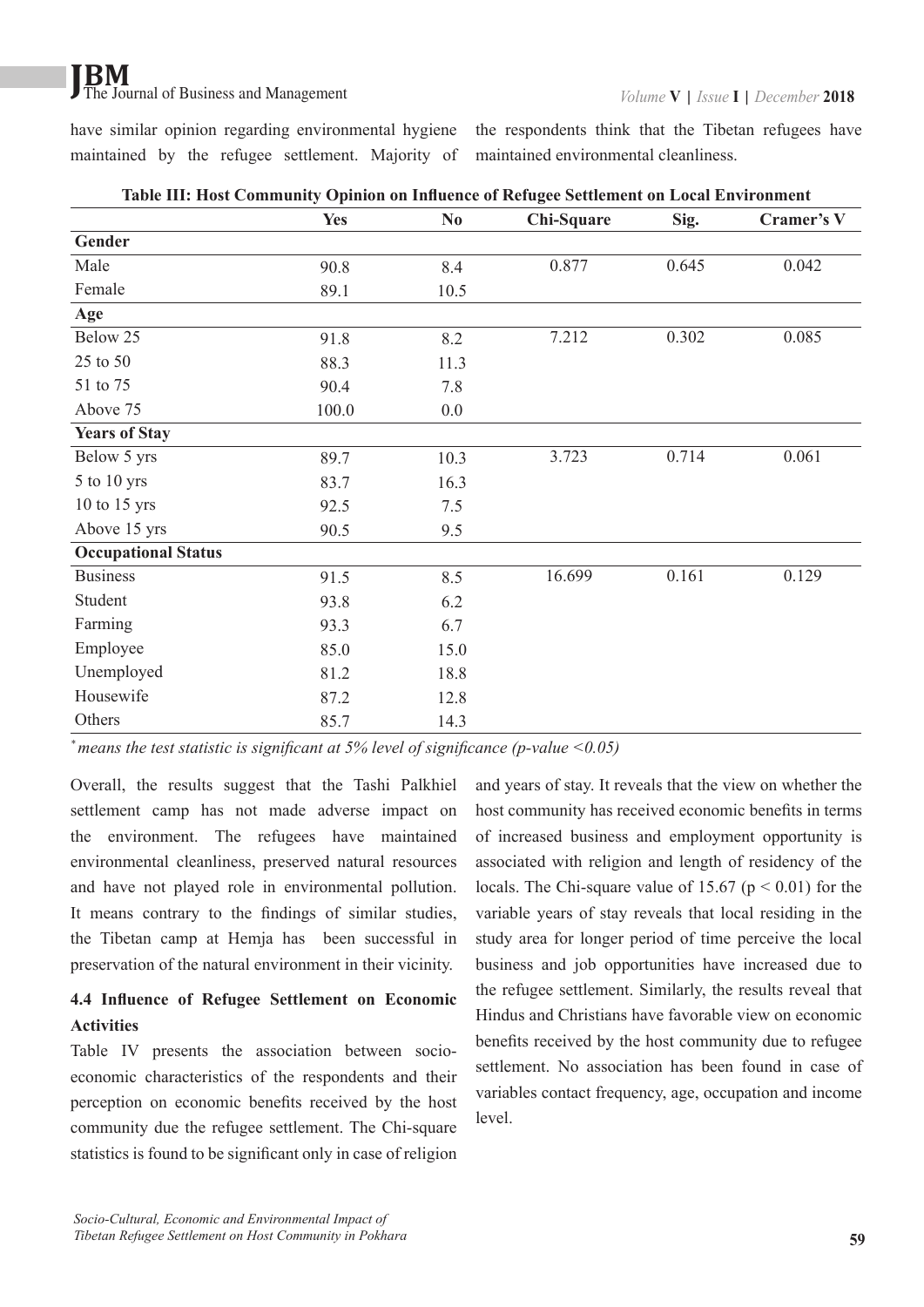have similar opinion regarding environmental hygiene maintained by the refugee settlement. Majority of the respondents think that the Tibetan refugees have maintained environmental cleanliness.

**Table III: Host Community Opinion on Influence of Refugee Settlement on Local Environment**

| | Yes | No | Chi-Square | Sig. | Cramer's V |
|---|---|---|---|---|---|
| **Gender** | | | | | |
| Male | 90.8 | 8.4 | 0.877 | 0.645 | 0.042 |
| Female | 89.1 | 10.5 | | | |
| **Age** | | | | | |
| Below 25 | 91.8 | 8.2 | 7.212 | 0.302 | 0.085 |
| 25 to 50 | 88.3 | 11.3 | | | |
| 51 to 75 | 90.4 | 7.8 | | | |
| Above 75 | 100.0 | 0.0 | | | |
| **Years of Stay** | | | | | |
| Below 5 yrs | 89.7 | 10.3 | 3.723 | 0.714 | 0.061 |
| 5 to 10 yrs | 83.7 | 16.3 | | | |
| 10 to 15 yrs | 92.5 | 7.5 | | | |
| Above 15 yrs | 90.5 | 9.5 | | | |
| **Occupational Status** | | | | | |
| Business | 91.5 | 8.5 | 16.699 | 0.161 | 0.129 |
| Student | 93.8 | 6.2 | | | |
| Farming | 93.3 | 6.7 | | | |
| Employee | 85.0 | 15.0 | | | |
| Unemployed | 81.2 | 18.8 | | | |
| Housewife | 87.2 | 12.8 | | | |
| Others | 85.7 | 14.3 | | | |

*\* means the test statistic is significant at 5% level of significance (p-value <0.05)*

Overall, the results suggest that the Tashi Palkhiel settlement camp has not made adverse impact on the environment. The refugees have maintained environmental cleanliness, preserved natural resources and have not played role in environmental pollution. It means contrary to the findings of similar studies, the Tibetan camp at Hemja has been successful in preservation of the natural environment in their vicinity.

### 4.4 Influence of Refugee Settlement on Economic Activities

Table IV presents the association between socio-economic characteristics of the respondents and their perception on economic benefits received by the host community due the refugee settlement. The Chi-square statistics is found to be significant only in case of religion and years of stay. It reveals that the view on whether the host community has received economic benefits in terms of increased business and employment opportunity is associated with religion and length of residency of the locals. The Chi-square value of 15.67 ($p < 0.01$) for the variable years of stay reveals that local residing in the study area for longer period of time perceive the local business and job opportunities have increased due to the refugee settlement. Similarly, the results reveal that Hindus and Christians have favorable view on economic benefits received by the host community due to refugee settlement. No association has been found in case of variables contact frequency, age, occupation and income level.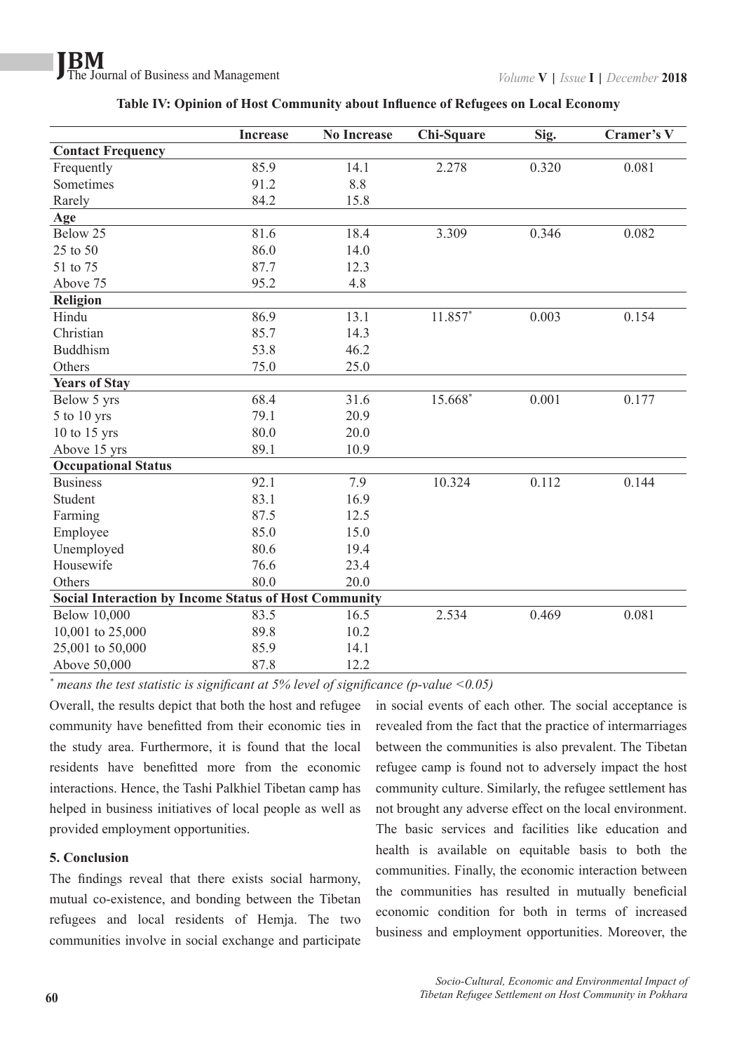**Table IV: Opinion of Host Community about Influence of Refugees on Local Economy**

| | Increase | No Increase | Chi-Square | Sig. | Cramer's V |
|---|---|---|---|---|---|
| **Contact Frequency** | | | | | |
| Frequently | 85.9 | 14.1 | 2.278 | 0.320 | 0.081 |
| Sometimes | 91.2 | 8.8 | | | |
| Rarely | 84.2 | 15.8 | | | |
| **Age** | | | | | |
| Below 25 | 81.6 | 18.4 | 3.309 | 0.346 | 0.082 |
| 25 to 50 | 86.0 | 14.0 | | | |
| 51 to 75 | 87.7 | 12.3 | | | |
| Above 75 | 95.2 | 4.8 | | | |
| **Religion** | | | | | |
| Hindu | 86.9 | 13.1 | 11.857* | 0.003 | 0.154 |
| Christian | 85.7 | 14.3 | | | |
| Buddhism | 53.8 | 46.2 | | | |
| Others | 75.0 | 25.0 | | | |
| **Years of Stay** | | | | | |
| Below 5 yrs | 68.4 | 31.6 | 15.668* | 0.001 | 0.177 |
| 5 to 10 yrs | 79.1 | 20.9 | | | |
| 10 to 15 yrs | 80.0 | 20.0 | | | |
| Above 15 yrs | 89.1 | 10.9 | | | |
| **Occupational Status** | | | | | |
| Business | 92.1 | 7.9 | 10.324 | 0.112 | 0.144 |
| Student | 83.1 | 16.9 | | | |
| Farming | 87.5 | 12.5 | | | |
| Employee | 85.0 | 15.0 | | | |
| Unemployed | 80.6 | 19.4 | | | |
| Housewife | 76.6 | 23.4 | | | |
| Others | 80.0 | 20.0 | | | |
| **Social Interaction by Income Status of Host Community** | | | | | |
| Below 10,000 | 83.5 | 16.5 | 2.534 | 0.469 | 0.081 |
| 10,001 to 25,000 | 89.8 | 10.2 | | | |
| 25,001 to 50,000 | 85.9 | 14.1 | | | |
| Above 50,000 | 87.8 | 12.2 | | | |

*\* means the test statistic is significant at 5% level of significance (p-value <0.05)*

Overall, the results depict that both the host and refugee community have benefitted from their economic ties in the study area. Furthermore, it is found that the local residents have benefitted more from the economic interactions. Hence, the Tashi Palkhiel Tibetan camp has helped in business initiatives of local people as well as provided employment opportunities.

## 5. Conclusion

The findings reveal that there exists social harmony, mutual co-existence, and bonding between the Tibetan refugees and local residents of Hemja. The two communities involve in social exchange and participate in social events of each other. The social acceptance is revealed from the fact that the practice of intermarriages between the communities is also prevalent. The Tibetan refugee camp is found not to adversely impact the host community culture. Similarly, the refugee settlement has not brought any adverse effect on the local environment. The basic services and facilities like education and health is available on equitable basis to both the communities. Finally, the economic interaction between the communities has resulted in mutually beneficial economic condition for both in terms of increased business and employment opportunities. Moreover, the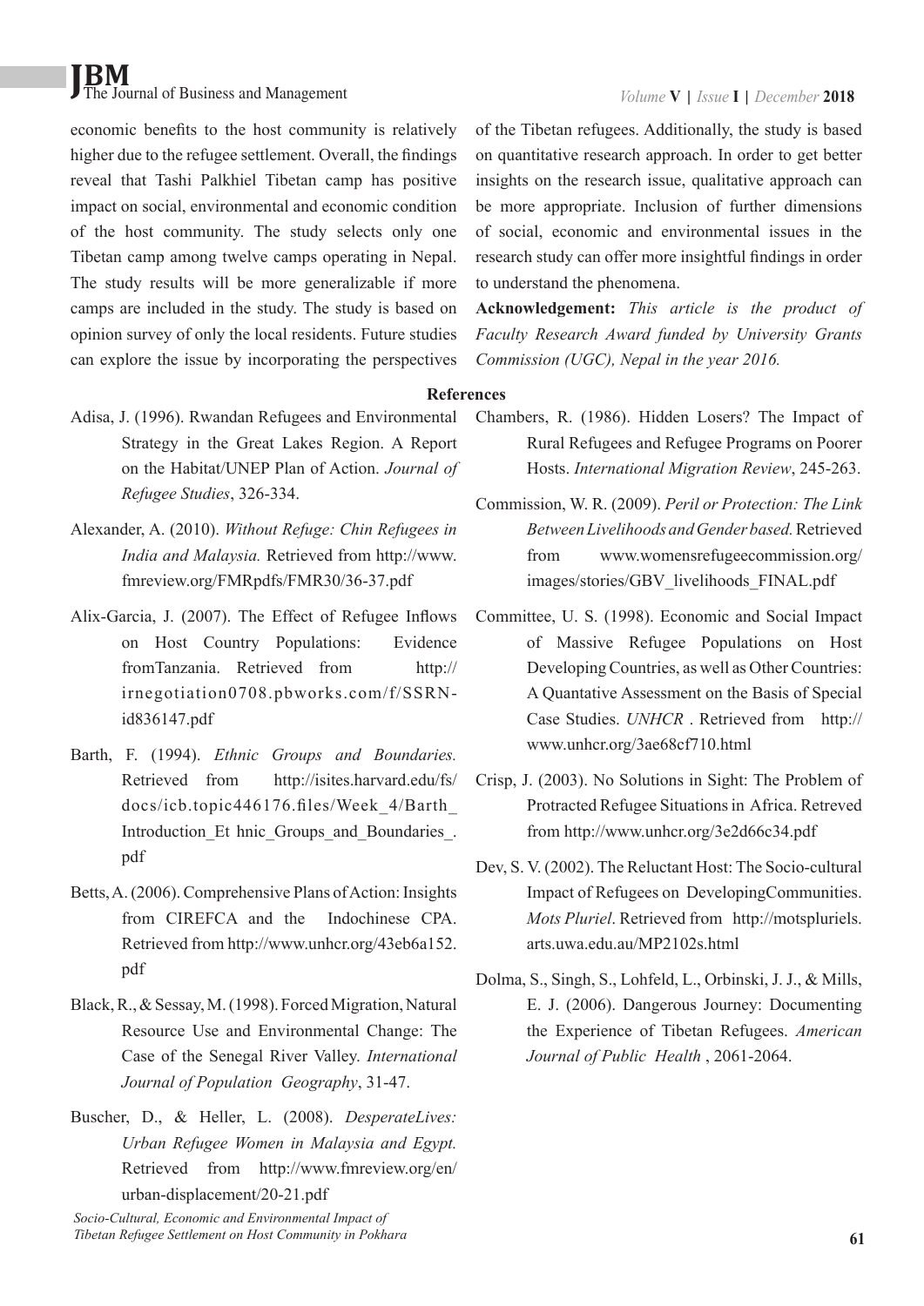economic benefits to the host community is relatively higher due to the refugee settlement. Overall, the findings reveal that Tashi Palkhiel Tibetan camp has positive impact on social, environmental and economic condition of the host community. The study selects only one Tibetan camp among twelve camps operating in Nepal. The study results will be more generalizable if more camps are included in the study. The study is based on opinion survey of only the local residents. Future studies can explore the issue by incorporating the perspectives of the Tibetan refugees. Additionally, the study is based on quantitative research approach. In order to get better insights on the research issue, qualitative approach can be more appropriate. Inclusion of further dimensions of social, economic and environmental issues in the research study can offer more insightful findings in order to understand the phenomena.

**Acknowledgement:** *This article is the product of Faculty Research Award funded by University Grants Commission (UGC), Nepal in the year 2016.*

## References

Adisa, J. (1996). Rwandan Refugees and Environmental Strategy in the Great Lakes Region. A Report on the Habitat/UNEP Plan of Action. *Journal of Refugee Studies*, 326-334.

Alexander, A. (2010). *Without Refuge: Chin Refugees in India and Malaysia.* Retrieved from http://www.fmreview.org/FMRpdfs/FMR30/36-37.pdf

Alix-Garcia, J. (2007). The Effect of Refugee Inflows on Host Country Populations: Evidence fromTanzania. Retrieved from http://irnegotiation0708.pbworks.com/f/SSRN-id836147.pdf

Barth, F. (1994). *Ethnic Groups and Boundaries.* Retrieved from http://isites.harvard.edu/fs/docs/icb.topic446176.files/Week_4/Barth_Introduction_Et hnic_Groups_and_Boundaries_.pdf

Betts, A. (2006). Comprehensive Plans of Action: Insights from CIREFCA and the Indochinese CPA. Retrieved from http://www.unhcr.org/43eb6a152.pdf

Black, R., & Sessay, M. (1998). Forced Migration, Natural Resource Use and Environmental Change: The Case of the Senegal River Valley. *International Journal of Population Geography*, 31-47.

Buscher, D., & Heller, L. (2008). *DesperateLives: Urban Refugee Women in Malaysia and Egypt.* Retrieved from http://www.fmreview.org/en/urban-displacement/20-21.pdf

Chambers, R. (1986). Hidden Losers? The Impact of Rural Refugees and Refugee Programs on Poorer Hosts. *International Migration Review*, 245-263.

Commission, W. R. (2009). *Peril or Protection: The Link Between Livelihoods and Gender based.* Retrieved from www.womensrefugeecommission.org/images/stories/GBV_livelihoods_FINAL.pdf

Committee, U. S. (1998). Economic and Social Impact of Massive Refugee Populations on Host Developing Countries, as well as Other Countries: A Quantative Assessment on the Basis of Special Case Studies. *UNHCR* . Retrieved from http://www.unhcr.org/3ae68cf710.html

Crisp, J. (2003). No Solutions in Sight: The Problem of Protracted Refugee Situations in Africa. Retreved from http://www.unhcr.org/3e2d66c34.pdf

Dev, S. V. (2002). The Reluctant Host: The Socio-cultural Impact of Refugees on DevelopingCommunities. *Mots Pluriel*. Retrieved from http://motspluriels.arts.uwa.edu.au/MP2102s.html

Dolma, S., Singh, S., Lohfeld, L., Orbinski, J. J., & Mills, E. J. (2006). Dangerous Journey: Documenting the Experience of Tibetan Refugees. *American Journal of Public Health* , 2061-2064.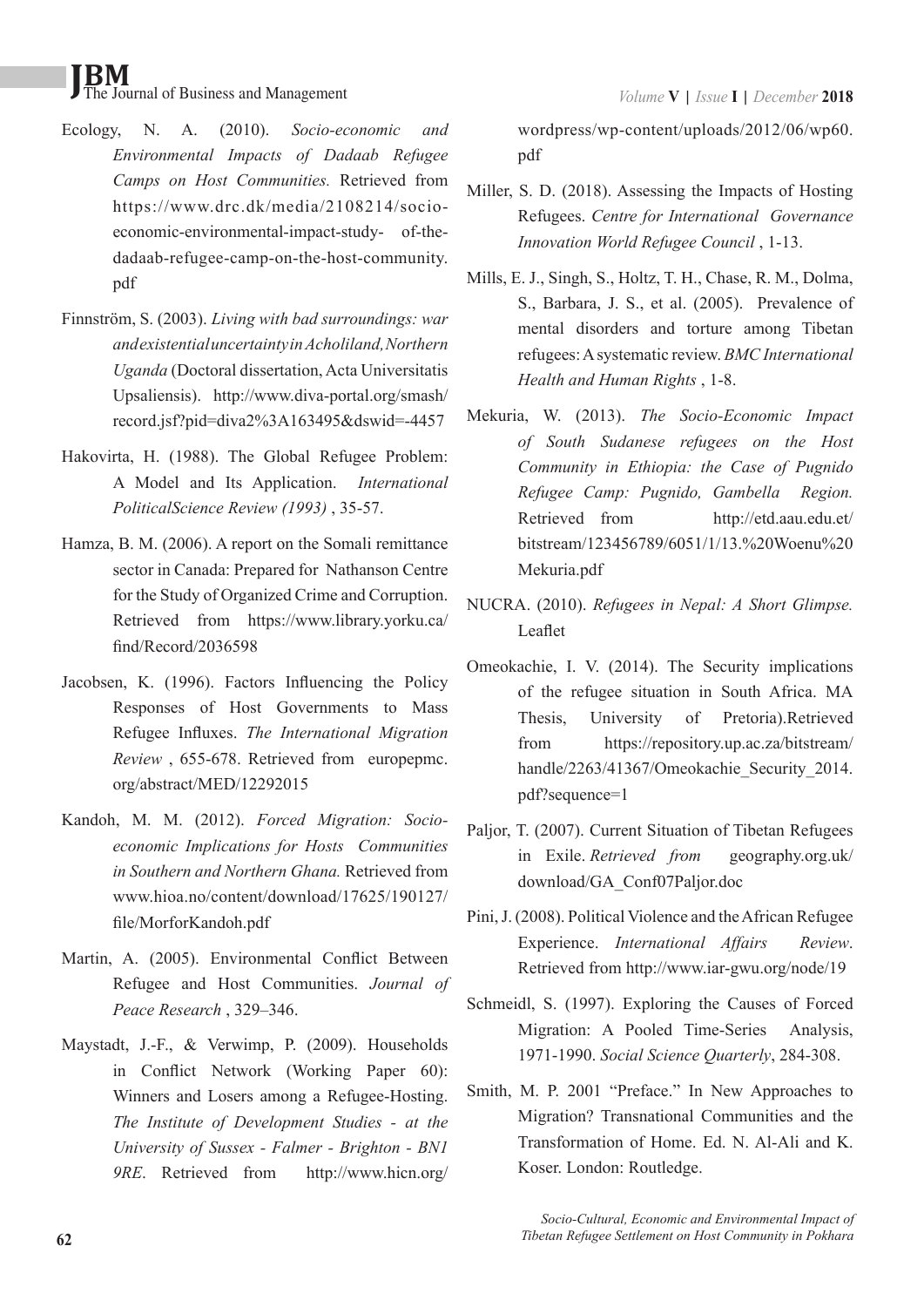Ecology, N. A. (2010). *Socio-economic and Environmental Impacts of Dadaab Refugee Camps on Host Communities.* Retrieved from https://www.drc.dk/media/2108214/socio-economic-environmental-impact-study- of-the-dadaab-refugee-camp-on-the-host-community.pdf

Finnström, S. (2003). *Living with bad surroundings: war and existential uncertainty in Acholiland, Northern Uganda* (Doctoral dissertation, Acta Universitatis Upsaliensis). http://www.diva-portal.org/smash/record.jsf?pid=diva2%3A163495&dswid=-4457

Hakovirta, H. (1988). The Global Refugee Problem: A Model and Its Application. *International PoliticalScience Review (1993)* , 35-57.

Hamza, B. M. (2006). A report on the Somali remittance sector in Canada: Prepared for Nathanson Centre for the Study of Organized Crime and Corruption. Retrieved from https://www.library.yorku.ca/find/Record/2036598

Jacobsen, K. (1996). Factors Influencing the Policy Responses of Host Governments to Mass Refugee Influxes. *The International Migration Review* , 655-678. Retrieved from europepmc.org/abstract/MED/12292015

Kandoh, M. M. (2012). *Forced Migration: Socio-economic Implications for Hosts Communities in Southern and Northern Ghana.* Retrieved from www.hioa.no/content/download/17625/190127/file/MorforKandoh.pdf

Martin, A. (2005). Environmental Conflict Between Refugee and Host Communities. *Journal of Peace Research* , 329–346.

Maystadt, J.-F., & Verwimp, P. (2009). Households in Conflict Network (Working Paper 60): Winners and Losers among a Refugee-Hosting. *The Institute of Development Studies - at the University of Sussex - Falmer - Brighton - BN1 9RE*. Retrieved from http://www.hicn.org/wordpress/wp-content/uploads/2012/06/wp60.pdf

Miller, S. D. (2018). Assessing the Impacts of Hosting Refugees. *Centre for International Governance Innovation World Refugee Council* , 1-13.

Mills, E. J., Singh, S., Holtz, T. H., Chase, R. M., Dolma, S., Barbara, J. S., et al. (2005). Prevalence of mental disorders and torture among Tibetan refugees: A systematic review. *BMC International Health and Human Rights* , 1-8.

Mekuria, W. (2013). *The Socio-Economic Impact of South Sudanese refugees on the Host Community in Ethiopia: the Case of Pugnido Refugee Camp: Pugnido, Gambella Region.* Retrieved from http://etd.aau.edu.et/bitstream/123456789/6051/1/13.%20Woenu%20Mekuria.pdf

NUCRA. (2010). *Refugees in Nepal: A Short Glimpse.* Leaflet

Omeokachie, I. V. (2014). The Security implications of the refugee situation in South Africa. MA Thesis, University of Pretoria).Retrieved from https://repository.up.ac.za/bitstream/handle/2263/41367/Omeokachie_Security_2014.pdf?sequence=1

Paljor, T. (2007). Current Situation of Tibetan Refugees in Exile. *Retrieved from* geography.org.uk/download/GA_Conf07Paljor.doc

Pini, J. (2008). Political Violence and the African Refugee Experience. *International Affairs Review*. Retrieved from http://www.iar-gwu.org/node/19

Schmeidl, S. (1997). Exploring the Causes of Forced Migration: A Pooled Time-Series Analysis, 1971-1990. *Social Science Quarterly*, 284-308.

Smith, M. P. 2001 "Preface." In New Approaches to Migration? Transnational Communities and the Transformation of Home. Ed. N. Al-Ali and K. Koser. London: Routledge.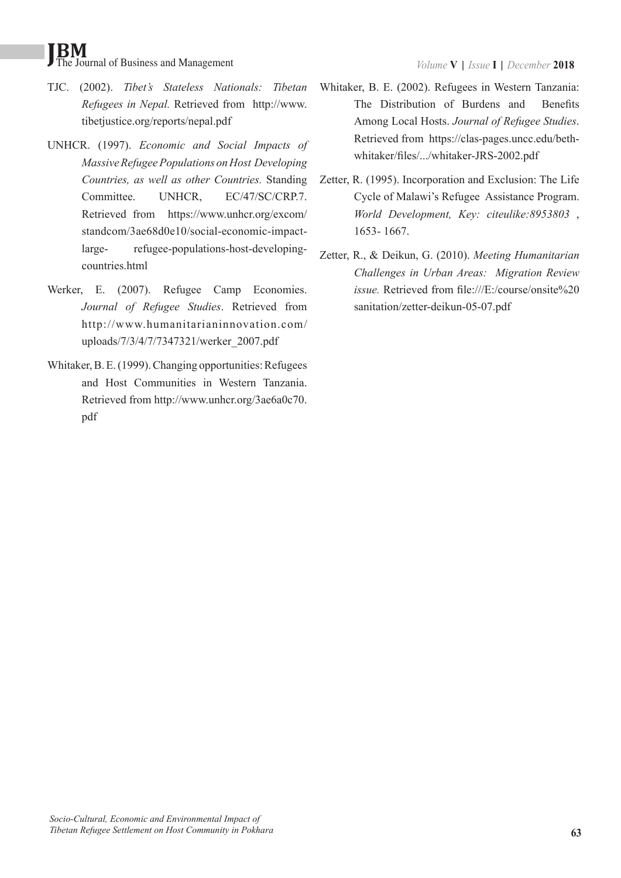TJC. (2002). *Tibet's Stateless Nationals: Tibetan Refugees in Nepal.* Retrieved from http://www.tibetjustice.org/reports/nepal.pdf

UNHCR. (1997). *Economic and Social Impacts of Massive Refugee Populations on Host Developing Countries, as well as other Countries.* Standing Committee. UNHCR, EC/47/SC/CRP.7. Retrieved from https://www.unhcr.org/excom/standcom/3ae68d0e10/social-economic-impact-large- refugee-populations-host-developing-countries.html

Werker, E. (2007). Refugee Camp Economies. *Journal of Refugee Studies*. Retrieved from http://www.humanitarianinnovation.com/uploads/7/3/4/7/7347321/werker_2007.pdf

Whitaker, B. E. (1999). Changing opportunities: Refugees and Host Communities in Western Tanzania. Retrieved from http://www.unhcr.org/3ae6a0c70.pdf

Whitaker, B. E. (2002). Refugees in Western Tanzania: The Distribution of Burdens and Benefits Among Local Hosts. *Journal of Refugee Studies*. Retrieved from https://clas-pages.uncc.edu/beth-whitaker/files/.../whitaker-JRS-2002.pdf

Zetter, R. (1995). Incorporation and Exclusion: The Life Cycle of Malawi's Refugee Assistance Program. *World Development, Key: citeulike:8953803* , 1653- 1667.

Zetter, R., & Deikun, G. (2010). *Meeting Humanitarian Challenges in Urban Areas: Migration Review issue.* Retrieved from file:///E:/course/onsite%20sanitation/zetter-deikun-05-07.pdf